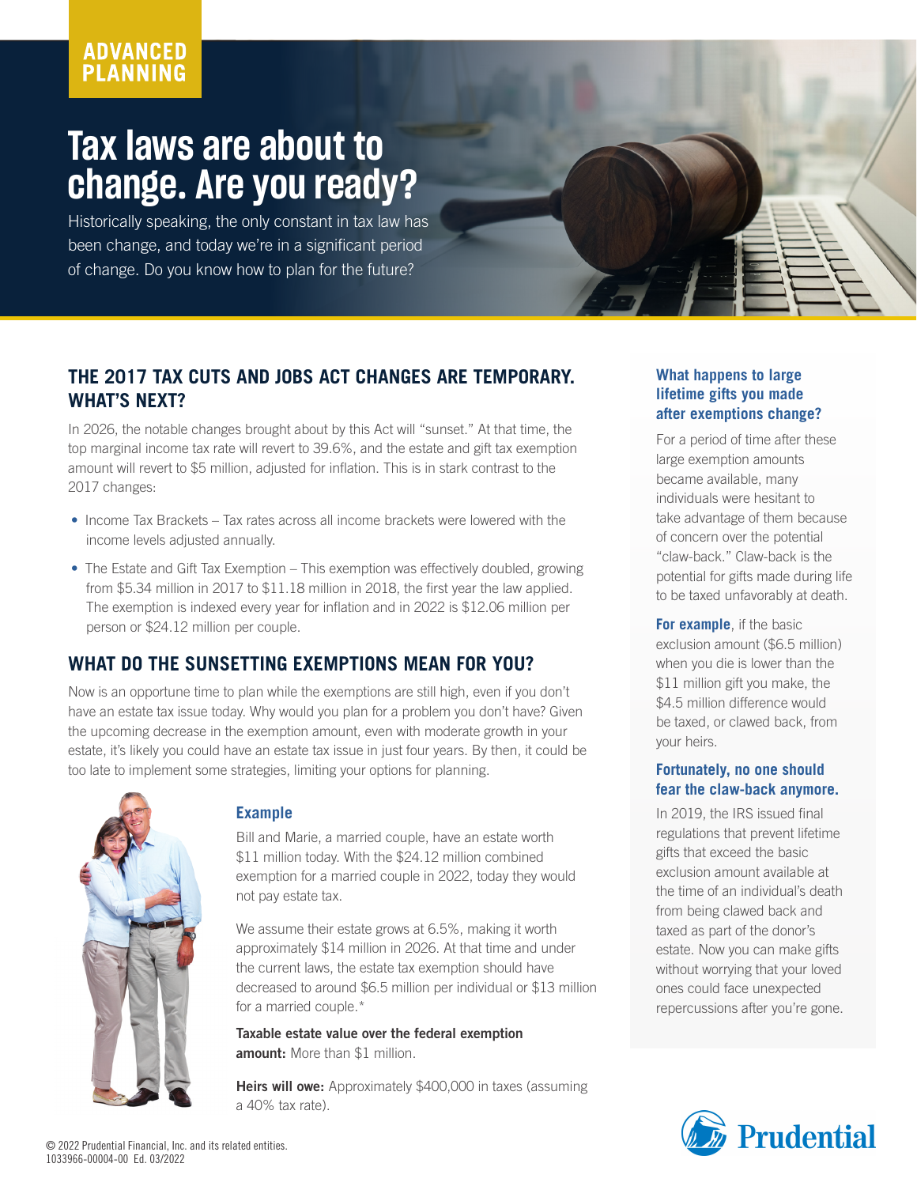ADVANCED PLANNING

# Tax laws are about to change. Are you ready?

Historically speaking, the only constant in tax law has been change, and today we're in a significant period of change. Do you know how to plan for the future?

## THE 2017 TAX CUTS AND JOBS ACT CHANGES ARE TEMPORARY. WHAT'S NEXT?

In 2026, the notable changes brought about by this Act will "sunset." At that time, the top marginal income tax rate will revert to 39.6%, and the estate and gift tax exemption amount will revert to $5 million, adjusted for inflation. This is in stark contrast to the 2017 changes:

- Income Tax Brackets – Tax rates across all income brackets were lowered with the income levels adjusted annually.
- The Estate and Gift Tax Exemption – This exemption was effectively doubled, growing from $5.34 million in 2017 to $11.18 million in 2018, the first year the law applied. The exemption is indexed every year for inflation and in 2022 is $12.06 million per person or $24.12 million per couple.

## WHAT DO THE SUNSETTING EXEMPTIONS MEAN FOR YOU?

Now is an opportune time to plan while the exemptions are still high, even if you don't have an estate tax issue today. Why would you plan for a problem you don't have? Given the upcoming decrease in the exemption amount, even with moderate growth in your estate, it's likely you could have an estate tax issue in just four years. By then, it could be too late to implement some strategies, limiting your options for planning.

### Example

Bill and Marie, a married couple, have an estate worth $11 million today. With the $24.12 million combined exemption for a married couple in 2022, today they would not pay estate tax.

We assume their estate grows at 6.5%, making it worth approximately $14 million in 2026. At that time and under the current laws, the estate tax exemption should have decreased to around $6.5 million per individual or $13 million for a married couple.*

**Taxable estate value over the federal exemption amount:** More than $1 million.

**Heirs will owe:** Approximately $400,000 in taxes (assuming a 40% tax rate).

### What happens to large lifetime gifts you made after exemptions change?

For a period of time after these large exemption amounts became available, many individuals were hesitant to take advantage of them because of concern over the potential "claw-back." Claw-back is the potential for gifts made during life to be taxed unfavorably at death.

**For example**, if the basic exclusion amount ($6.5 million) when you die is lower than the $11 million gift you make, the $4.5 million difference would be taxed, or clawed back, from your heirs.

### Fortunately, no one should fear the claw-back anymore.

In 2019, the IRS issued final regulations that prevent lifetime gifts that exceed the basic exclusion amount available at the time of an individual's death from being clawed back and taxed as part of the donor's estate. Now you can make gifts without worrying that your loved ones could face unexpected repercussions after you're gone.

© 2022 Prudential Financial, Inc. and its related entities.
1033966-00004-00 Ed. 03/2022

Prudential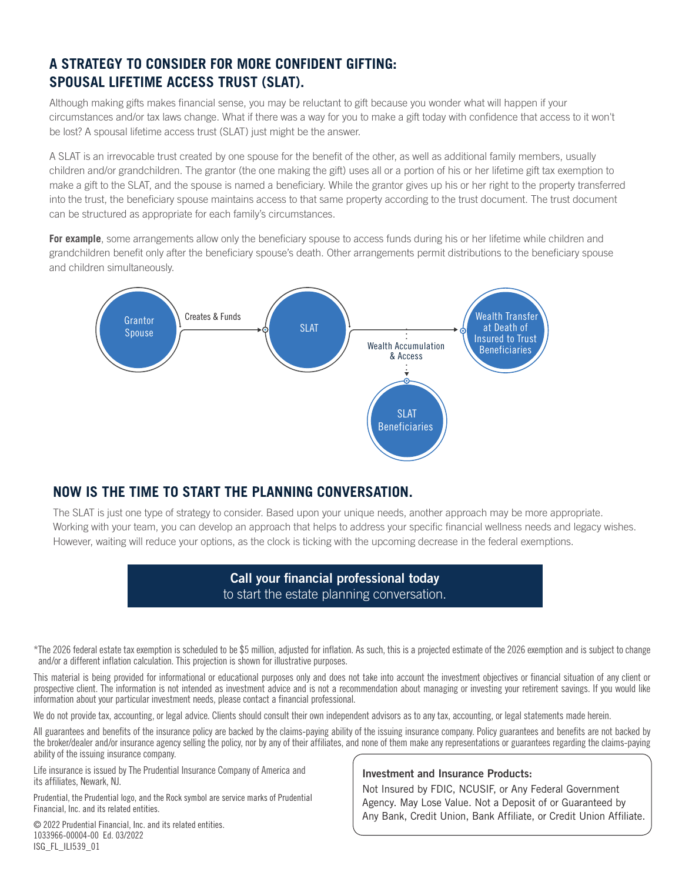## A STRATEGY TO CONSIDER FOR MORE CONFIDENT GIFTING: SPOUSAL LIFETIME ACCESS TRUST (SLAT).

Although making gifts makes financial sense, you may be reluctant to gift because you wonder what will happen if your circumstances and/or tax laws change. What if there was a way for you to make a gift today with confidence that access to it won't be lost? A spousal lifetime access trust (SLAT) just might be the answer.

A SLAT is an irrevocable trust created by one spouse for the benefit of the other, as well as additional family members, usually children and/or grandchildren. The grantor (the one making the gift) uses all or a portion of his or her lifetime gift tax exemption to make a gift to the SLAT, and the spouse is named a beneficiary. While the grantor gives up his or her right to the property transferred into the trust, the beneficiary spouse maintains access to that same property according to the trust document. The trust document can be structured as appropriate for each family's circumstances.

**For example**, some arrangements allow only the beneficiary spouse to access funds during his or her lifetime while children and grandchildren benefit only after the beneficiary spouse's death. Other arrangements permit distributions to the beneficiary spouse and children simultaneously.

Grantor Spouse

Creates & Funds

SLAT

Wealth Accumulation & Access

Wealth Transfer at Death of Insured to Trust Beneficiaries

SLAT Beneficiaries

## NOW IS THE TIME TO START THE PLANNING CONVERSATION.

The SLAT is just one type of strategy to consider. Based upon your unique needs, another approach may be more appropriate. Working with your team, you can develop an approach that helps to address your specific financial wellness needs and legacy wishes. However, waiting will reduce your options, as the clock is ticking with the upcoming decrease in the federal exemptions.

**Call your financial professional today**
to start the estate planning conversation.

*The 2026 federal estate tax exemption is scheduled to be $5 million, adjusted for inflation. As such, this is a projected estimate of the 2026 exemption and is subject to change and/or a different inflation calculation. This projection is shown for illustrative purposes.

This material is being provided for informational or educational purposes only and does not take into account the investment objectives or financial situation of any client or prospective client. The information is not intended as investment advice and is not a recommendation about managing or investing your retirement savings. If you would like information about your particular investment needs, please contact a financial professional.

We do not provide tax, accounting, or legal advice. Clients should consult their own independent advisors as to any tax, accounting, or legal statements made herein.

All guarantees and benefits of the insurance policy are backed by the claims-paying ability of the issuing insurance company. Policy guarantees and benefits are not backed by the broker/dealer and/or insurance agency selling the policy, nor by any of their affiliates, and none of them make any representations or guarantees regarding the claims-paying ability of the issuing insurance company.

Life insurance is issued by The Prudential Insurance Company of America and its affiliates, Newark, NJ.

Prudential, the Prudential logo, and the Rock symbol are service marks of Prudential Financial, Inc. and its related entities.

© 2022 Prudential Financial, Inc. and its related entities.
1033966-00004-00 Ed. 03/2022
ISG_FL_ILI539_01

**Investment and Insurance Products:**
Not Insured by FDIC, NCUSIF, or Any Federal Government Agency. May Lose Value. Not a Deposit of or Guaranteed by Any Bank, Credit Union, Bank Affiliate, or Credit Union Affiliate.